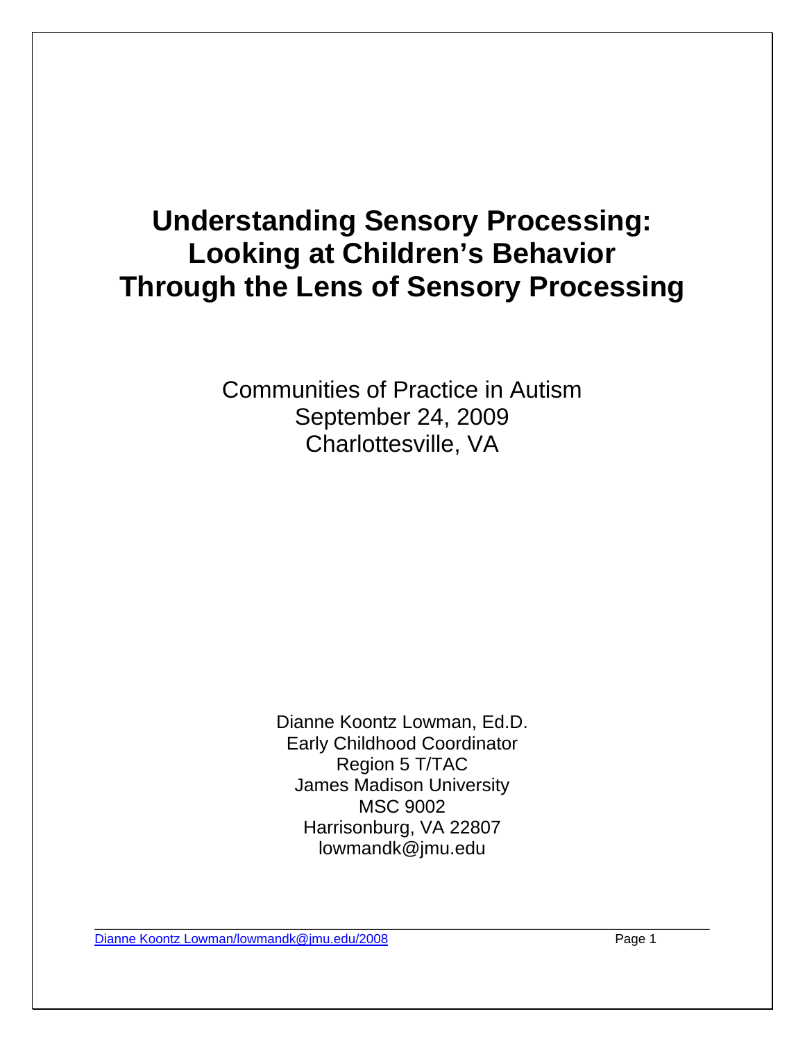# Understanding Sensory Processing: Looking at Children's Behavior Through the Lens of Sensory Processing

Communities of Practice in Autism
September 24, 2009
Charlottesville, VA

Dianne Koontz Lowman, Ed.D.
Early Childhood Coordinator
Region 5 T/TAC
James Madison University
MSC 9002
Harrisonburg, VA 22807
lowmandk@jmu.edu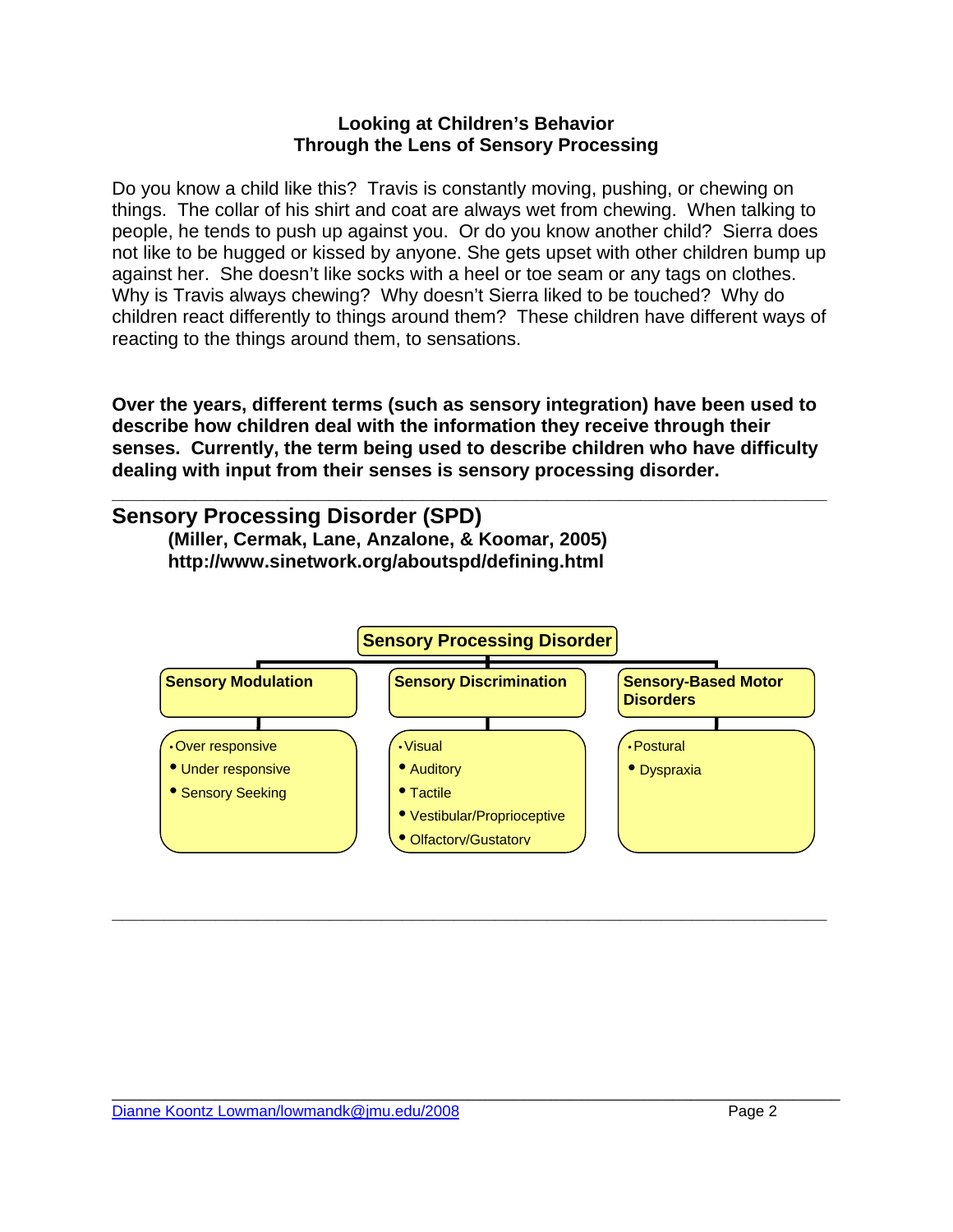**Looking at Children's Behavior**
**Through the Lens of Sensory Processing**

Do you know a child like this? Travis is constantly moving, pushing, or chewing on things. The collar of his shirt and coat are always wet from chewing. When talking to people, he tends to push up against you. Or do you know another child? Sierra does not like to be hugged or kissed by anyone. She gets upset with other children bump up against her. She doesn't like socks with a heel or toe seam or any tags on clothes. Why is Travis always chewing? Why doesn't Sierra liked to be touched? Why do children react differently to things around them? These children have different ways of reacting to the things around them, to sensations.

**Over the years, different terms (such as sensory integration) have been used to describe how children deal with the information they receive through their senses. Currently, the term being used to describe children who have difficulty dealing with input from their senses is sensory processing disorder.**

---

## Sensory Processing Disorder (SPD)

**(Miller, Cermak, Lane, Anzalone, & Koomar, 2005)**
**http://www.sinetwork.org/aboutspd/defining.html**

**Sensory Processing Disorder**

- **Sensory Modulation**
  - Over responsive
  - Under responsive
  - Sensory Seeking
- **Sensory Discrimination**
  - Visual
  - Auditory
  - Tactile
  - Vestibular/Proprioceptive
  - Olfactory/Gustatory
- **Sensory-Based Motor Disorders**
  - Postural
  - Dyspraxia

---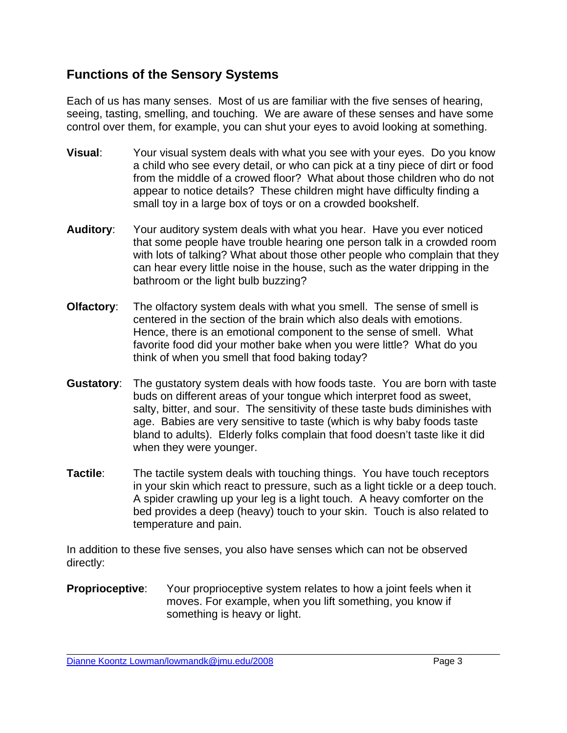## Functions of the Sensory Systems

Each of us has many senses. Most of us are familiar with the five senses of hearing, seeing, tasting, smelling, and touching. We are aware of these senses and have some control over them, for example, you can shut your eyes to avoid looking at something.

**Visual**: Your visual system deals with what you see with your eyes. Do you know a child who see every detail, or who can pick at a tiny piece of dirt or food from the middle of a crowed floor? What about those children who do not appear to notice details? These children might have difficulty finding a small toy in a large box of toys or on a crowded bookshelf.

**Auditory**: Your auditory system deals with what you hear. Have you ever noticed that some people have trouble hearing one person talk in a crowded room with lots of talking? What about those other people who complain that they can hear every little noise in the house, such as the water dripping in the bathroom or the light bulb buzzing?

**Olfactory**: The olfactory system deals with what you smell. The sense of smell is centered in the section of the brain which also deals with emotions. Hence, there is an emotional component to the sense of smell. What favorite food did your mother bake when you were little? What do you think of when you smell that food baking today?

**Gustatory**: The gustatory system deals with how foods taste. You are born with taste buds on different areas of your tongue which interpret food as sweet, salty, bitter, and sour. The sensitivity of these taste buds diminishes with age. Babies are very sensitive to taste (which is why baby foods taste bland to adults). Elderly folks complain that food doesn't taste like it did when they were younger.

**Tactile**: The tactile system deals with touching things. You have touch receptors in your skin which react to pressure, such as a light tickle or a deep touch. A spider crawling up your leg is a light touch. A heavy comforter on the bed provides a deep (heavy) touch to your skin. Touch is also related to temperature and pain.

In addition to these five senses, you also have senses which can not be observed directly:

**Proprioceptive**: Your proprioceptive system relates to how a joint feels when it moves. For example, when you lift something, you know if something is heavy or light.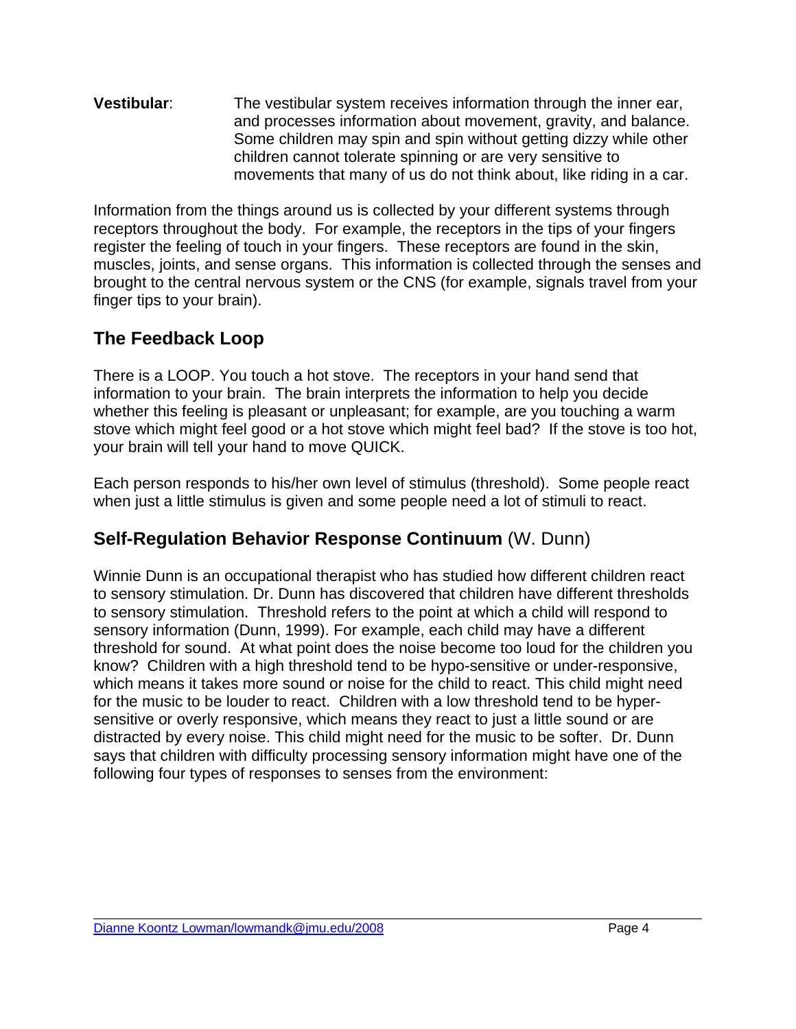**Vestibular**: The vestibular system receives information through the inner ear, and processes information about movement, gravity, and balance. Some children may spin and spin without getting dizzy while other children cannot tolerate spinning or are very sensitive to movements that many of us do not think about, like riding in a car.

Information from the things around us is collected by your different systems through receptors throughout the body. For example, the receptors in the tips of your fingers register the feeling of touch in your fingers. These receptors are found in the skin, muscles, joints, and sense organs. This information is collected through the senses and brought to the central nervous system or the CNS (for example, signals travel from your finger tips to your brain).

## The Feedback Loop

There is a LOOP. You touch a hot stove. The receptors in your hand send that information to your brain. The brain interprets the information to help you decide whether this feeling is pleasant or unpleasant; for example, are you touching a warm stove which might feel good or a hot stove which might feel bad? If the stove is too hot, your brain will tell your hand to move QUICK.

Each person responds to his/her own level of stimulus (threshold). Some people react when just a little stimulus is given and some people need a lot of stimuli to react.

## Self-Regulation Behavior Response Continuum (W. Dunn)

Winnie Dunn is an occupational therapist who has studied how different children react to sensory stimulation. Dr. Dunn has discovered that children have different thresholds to sensory stimulation. Threshold refers to the point at which a child will respond to sensory information (Dunn, 1999). For example, each child may have a different threshold for sound. At what point does the noise become too loud for the children you know? Children with a high threshold tend to be hypo-sensitive or under-responsive, which means it takes more sound or noise for the child to react. This child might need for the music to be louder to react. Children with a low threshold tend to be hyper-sensitive or overly responsive, which means they react to just a little sound or are distracted by every noise. This child might need for the music to be softer. Dr. Dunn says that children with difficulty processing sensory information might have one of the following four types of responses to senses from the environment: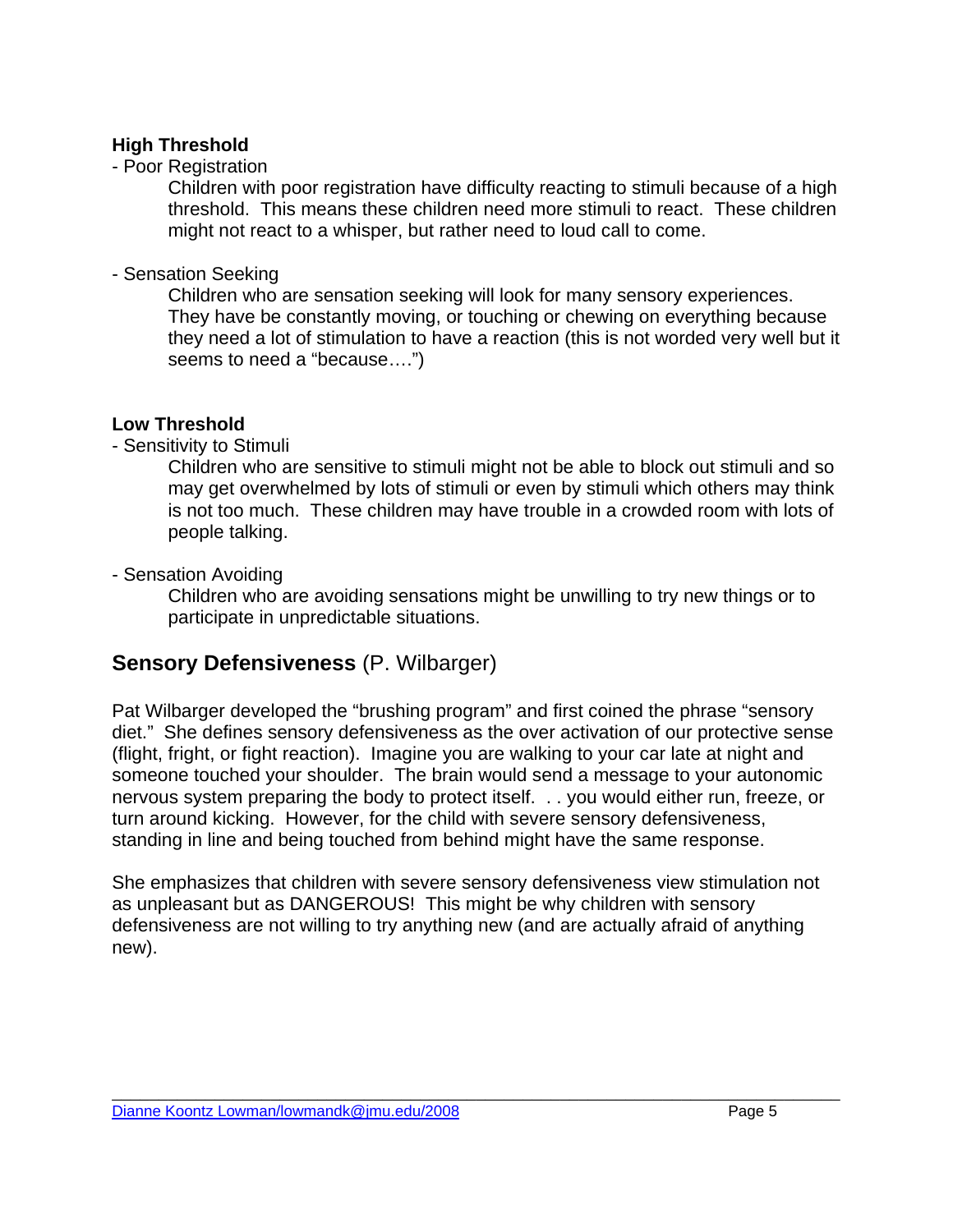**High Threshold**

- Poor Registration

  Children with poor registration have difficulty reacting to stimuli because of a high threshold. This means these children need more stimuli to react. These children might not react to a whisper, but rather need to loud call to come.

- Sensation Seeking

  Children who are sensation seeking will look for many sensory experiences. They have be constantly moving, or touching or chewing on everything because they need a lot of stimulation to have a reaction (this is not worded very well but it seems to need a "because….")

**Low Threshold**

- Sensitivity to Stimuli

  Children who are sensitive to stimuli might not be able to block out stimuli and so may get overwhelmed by lots of stimuli or even by stimuli which others may think is not too much. These children may have trouble in a crowded room with lots of people talking.

- Sensation Avoiding

  Children who are avoiding sensations might be unwilling to try new things or to participate in unpredictable situations.

## **Sensory Defensiveness** (P. Wilbarger)

Pat Wilbarger developed the "brushing program" and first coined the phrase "sensory diet." She defines sensory defensiveness as the over activation of our protective sense (flight, fright, or fight reaction). Imagine you are walking to your car late at night and someone touched your shoulder. The brain would send a message to your autonomic nervous system preparing the body to protect itself. . . you would either run, freeze, or turn around kicking. However, for the child with severe sensory defensiveness, standing in line and being touched from behind might have the same response.

She emphasizes that children with severe sensory defensiveness view stimulation not as unpleasant but as DANGEROUS! This might be why children with sensory defensiveness are not willing to try anything new (and are actually afraid of anything new).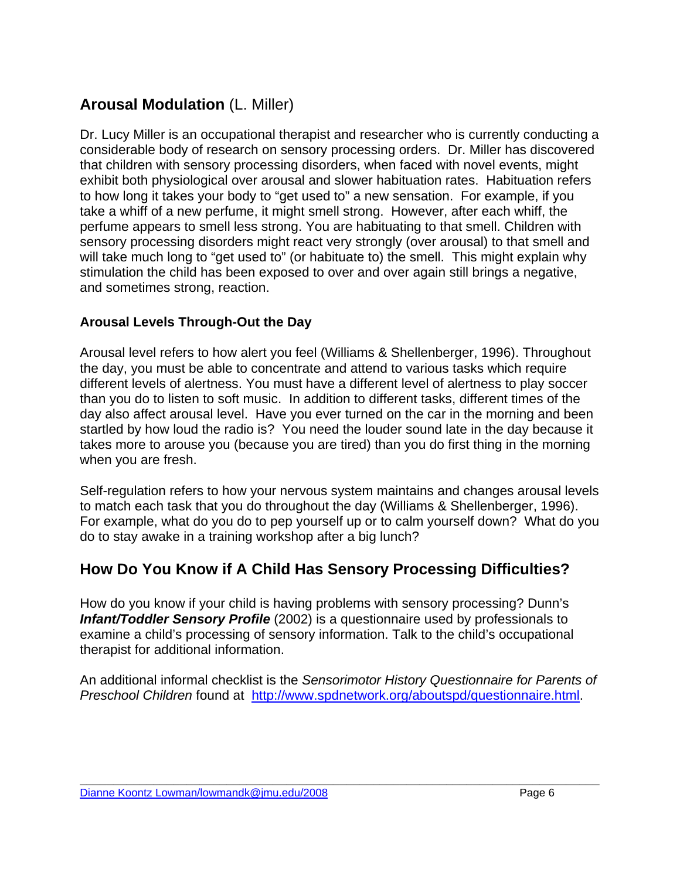## **Arousal Modulation** (L. Miller)

Dr. Lucy Miller is an occupational therapist and researcher who is currently conducting a considerable body of research on sensory processing orders. Dr. Miller has discovered that children with sensory processing disorders, when faced with novel events, might exhibit both physiological over arousal and slower habituation rates. Habituation refers to how long it takes your body to "get used to" a new sensation. For example, if you take a whiff of a new perfume, it might smell strong. However, after each whiff, the perfume appears to smell less strong. You are habituating to that smell. Children with sensory processing disorders might react very strongly (over arousal) to that smell and will take much long to "get used to" (or habituate to) the smell. This might explain why stimulation the child has been exposed to over and over again still brings a negative, and sometimes strong, reaction.

### Arousal Levels Through-Out the Day

Arousal level refers to how alert you feel (Williams & Shellenberger, 1996). Throughout the day, you must be able to concentrate and attend to various tasks which require different levels of alertness. You must have a different level of alertness to play soccer than you do to listen to soft music. In addition to different tasks, different times of the day also affect arousal level. Have you ever turned on the car in the morning and been startled by how loud the radio is? You need the louder sound late in the day because it takes more to arouse you (because you are tired) than you do first thing in the morning when you are fresh.

Self-regulation refers to how your nervous system maintains and changes arousal levels to match each task that you do throughout the day (Williams & Shellenberger, 1996). For example, what do you do to pep yourself up or to calm yourself down? What do you do to stay awake in a training workshop after a big lunch?

## How Do You Know if A Child Has Sensory Processing Difficulties?

How do you know if your child is having problems with sensory processing? Dunn's ***Infant/Toddler Sensory Profile*** (2002) is a questionnaire used by professionals to examine a child's processing of sensory information. Talk to the child's occupational therapist for additional information.

An additional informal checklist is the *Sensorimotor History Questionnaire for Parents of Preschool Children* found at http://www.spdnetwork.org/aboutspd/questionnaire.html.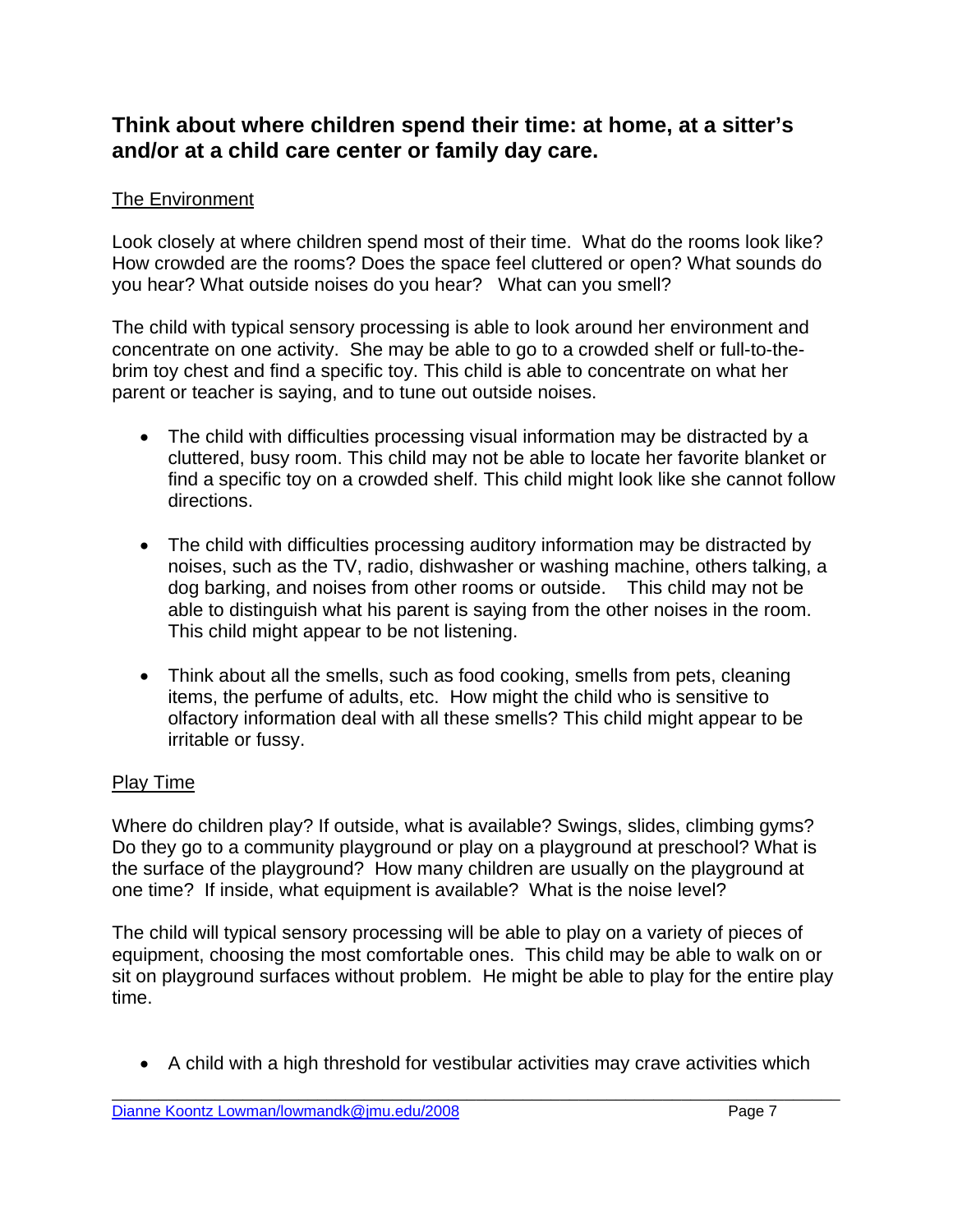## Think about where children spend their time: at home, at a sitter's and/or at a child care center or family day care.

The Environment

Look closely at where children spend most of their time. What do the rooms look like? How crowded are the rooms? Does the space feel cluttered or open? What sounds do you hear? What outside noises do you hear? What can you smell?

The child with typical sensory processing is able to look around her environment and concentrate on one activity. She may be able to go to a crowded shelf or full-to-the-brim toy chest and find a specific toy. This child is able to concentrate on what her parent or teacher is saying, and to tune out outside noises.

- The child with difficulties processing visual information may be distracted by a cluttered, busy room. This child may not be able to locate her favorite blanket or find a specific toy on a crowded shelf. This child might look like she cannot follow directions.

- The child with difficulties processing auditory information may be distracted by noises, such as the TV, radio, dishwasher or washing machine, others talking, a dog barking, and noises from other rooms or outside. This child may not be able to distinguish what his parent is saying from the other noises in the room. This child might appear to be not listening.

- Think about all the smells, such as food cooking, smells from pets, cleaning items, the perfume of adults, etc. How might the child who is sensitive to olfactory information deal with all these smells? This child might appear to be irritable or fussy.

Play Time

Where do children play? If outside, what is available? Swings, slides, climbing gyms? Do they go to a community playground or play on a playground at preschool? What is the surface of the playground? How many children are usually on the playground at one time? If inside, what equipment is available? What is the noise level?

The child will typical sensory processing will be able to play on a variety of pieces of equipment, choosing the most comfortable ones. This child may be able to walk on or sit on playground surfaces without problem. He might be able to play for the entire play time.

- A child with a high threshold for vestibular activities may crave activities which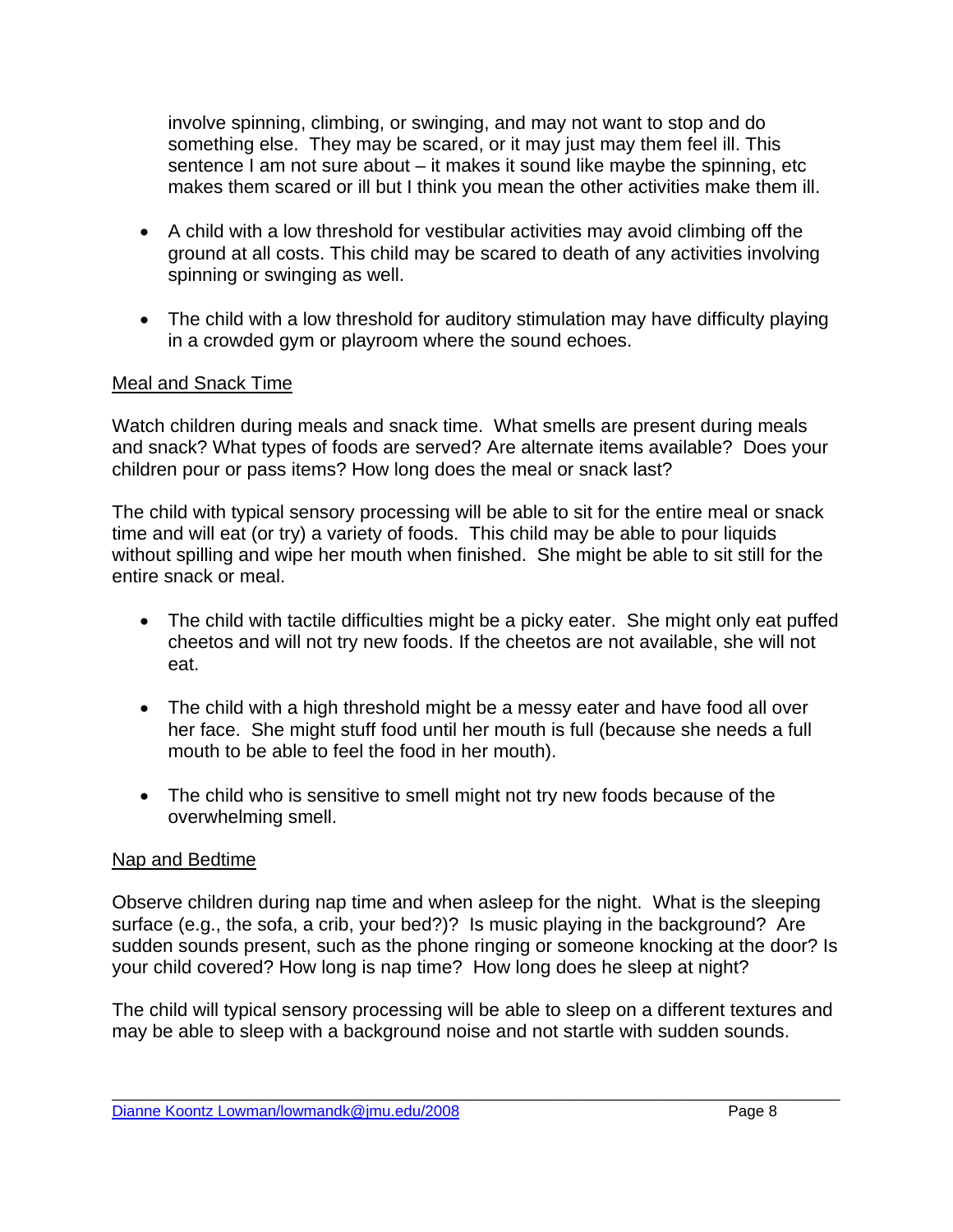involve spinning, climbing, or swinging, and may not want to stop and do something else. They may be scared, or it may just may them feel ill. This sentence I am not sure about – it makes it sound like maybe the spinning, etc makes them scared or ill but I think you mean the other activities make them ill.

- A child with a low threshold for vestibular activities may avoid climbing off the ground at all costs. This child may be scared to death of any activities involving spinning or swinging as well.
- The child with a low threshold for auditory stimulation may have difficulty playing in a crowded gym or playroom where the sound echoes.

Meal and Snack Time

Watch children during meals and snack time. What smells are present during meals and snack? What types of foods are served? Are alternate items available? Does your children pour or pass items? How long does the meal or snack last?

The child with typical sensory processing will be able to sit for the entire meal or snack time and will eat (or try) a variety of foods. This child may be able to pour liquids without spilling and wipe her mouth when finished. She might be able to sit still for the entire snack or meal.

- The child with tactile difficulties might be a picky eater. She might only eat puffed cheetos and will not try new foods. If the cheetos are not available, she will not eat.
- The child with a high threshold might be a messy eater and have food all over her face. She might stuff food until her mouth is full (because she needs a full mouth to be able to feel the food in her mouth).
- The child who is sensitive to smell might not try new foods because of the overwhelming smell.

Nap and Bedtime

Observe children during nap time and when asleep for the night. What is the sleeping surface (e.g., the sofa, a crib, your bed?)? Is music playing in the background? Are sudden sounds present, such as the phone ringing or someone knocking at the door? Is your child covered? How long is nap time? How long does he sleep at night?

The child will typical sensory processing will be able to sleep on a different textures and may be able to sleep with a background noise and not startle with sudden sounds.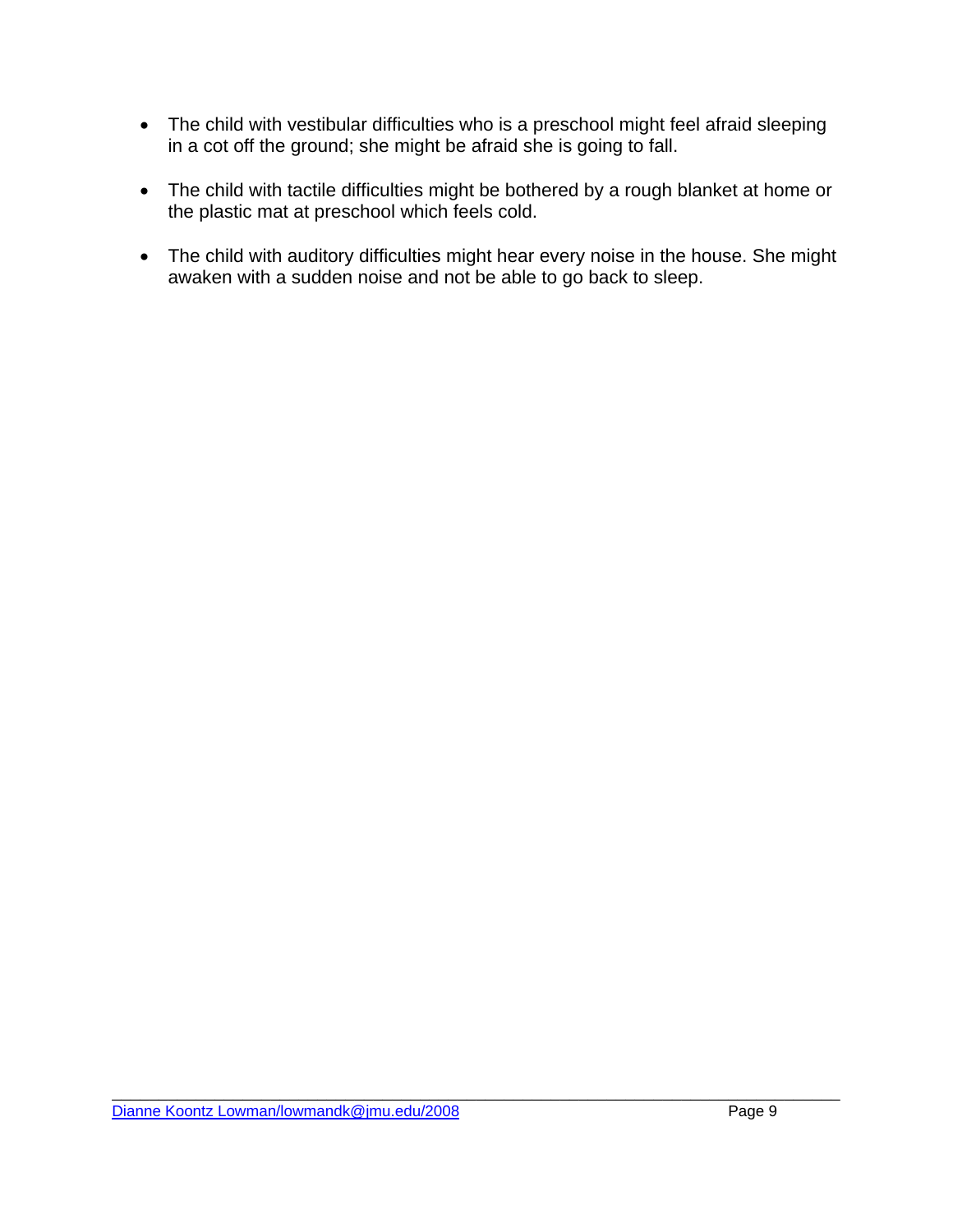- The child with vestibular difficulties who is a preschool might feel afraid sleeping in a cot off the ground; she might be afraid she is going to fall.

- The child with tactile difficulties might be bothered by a rough blanket at home or the plastic mat at preschool which feels cold.

- The child with auditory difficulties might hear every noise in the house. She might awaken with a sudden noise and not be able to go back to sleep.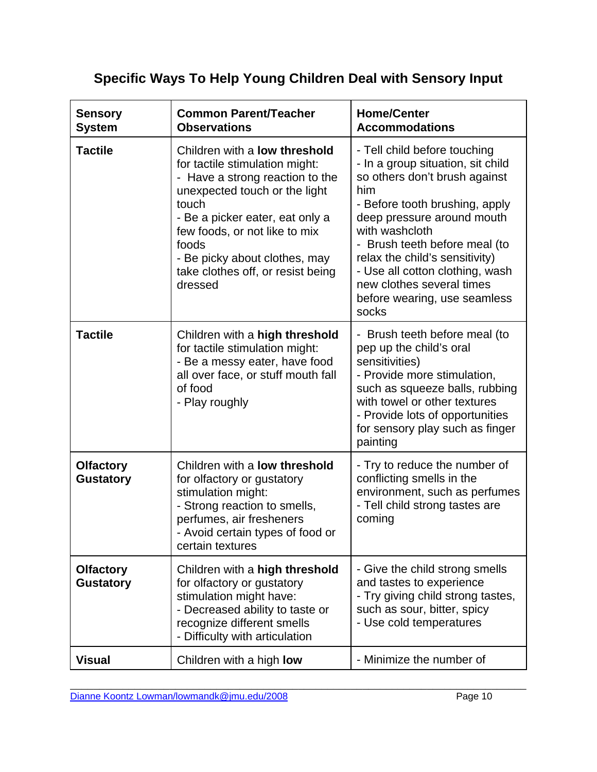## Specific Ways To Help Young Children Deal with Sensory Input

| Sensory System | Common Parent/Teacher Observations | Home/Center Accommodations |
|---|---|---|
| **Tactile** | Children with a **low threshold** for tactile stimulation might:<br>- Have a strong reaction to the unexpected touch or the light touch<br>- Be a picker eater, eat only a few foods, or not like to mix foods<br>- Be picky about clothes, may take clothes off, or resist being dressed | - Tell child before touching<br>- In a group situation, sit child so others don't brush against him<br>- Before tooth brushing, apply deep pressure around mouth with washcloth<br>- Brush teeth before meal (to relax the child's sensitivity)<br>- Use all cotton clothing, wash new clothes several times before wearing, use seamless socks |
| **Tactile** | Children with a **high threshold** for tactile stimulation might:<br>- Be a messy eater, have food all over face, or stuff mouth fall of food<br>- Play roughly | - Brush teeth before meal (to pep up the child's oral sensitivities)<br>- Provide more stimulation, such as squeeze balls, rubbing with towel or other textures<br>- Provide lots of opportunities for sensory play such as finger painting |
| **Olfactory Gustatory** | Children with a **low threshold** for olfactory or gustatory stimulation might:<br>- Strong reaction to smells, perfumes, air fresheners<br>- Avoid certain types of food or certain textures | - Try to reduce the number of conflicting smells in the environment, such as perfumes<br>- Tell child strong tastes are coming |
| **Olfactory Gustatory** | Children with a **high threshold** for olfactory or gustatory stimulation might have:<br>- Decreased ability to taste or recognize different smells<br>- Difficulty with articulation | - Give the child strong smells and tastes to experience<br>- Try giving child strong tastes, such as sour, bitter, spicy<br>- Use cold temperatures |
| **Visual** | Children with a high **low** | - Minimize the number of |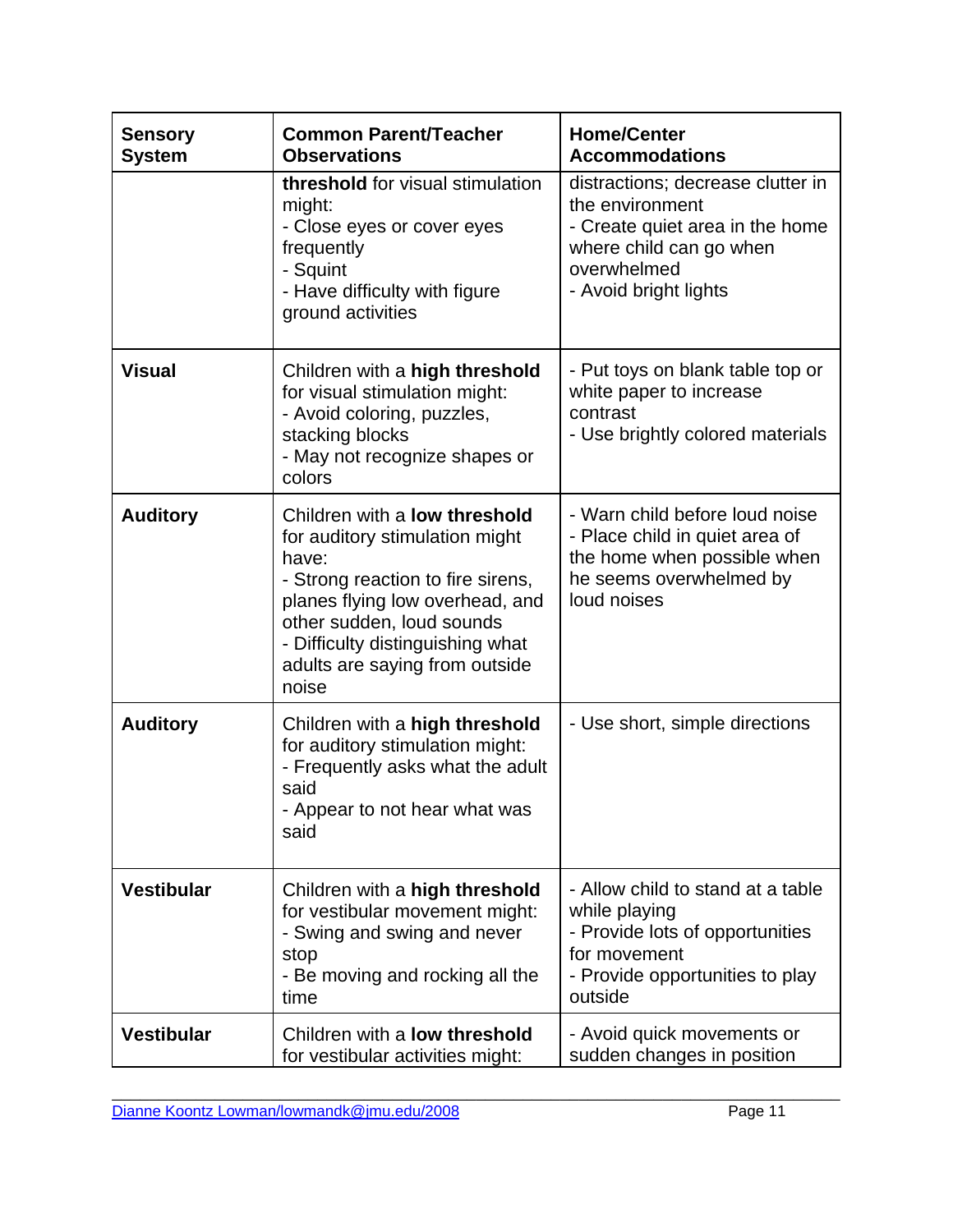| Sensory System | Common Parent/Teacher Observations | Home/Center Accommodations |
|---|---|---|
| | **threshold** for visual stimulation might:<br>- Close eyes or cover eyes frequently<br>- Squint<br>- Have difficulty with figure ground activities | distractions; decrease clutter in the environment<br>- Create quiet area in the home where child can go when overwhelmed<br>- Avoid bright lights |
| **Visual** | Children with a **high threshold** for visual stimulation might:<br>- Avoid coloring, puzzles, stacking blocks<br>- May not recognize shapes or colors | - Put toys on blank table top or white paper to increase contrast<br>- Use brightly colored materials |
| **Auditory** | Children with a **low threshold** for auditory stimulation might have:<br>- Strong reaction to fire sirens, planes flying low overhead, and other sudden, loud sounds<br>- Difficulty distinguishing what adults are saying from outside noise | - Warn child before loud noise<br>- Place child in quiet area of the home when possible when he seems overwhelmed by loud noises |
| **Auditory** | Children with a **high threshold** for auditory stimulation might:<br>- Frequently asks what the adult said<br>- Appear to not hear what was said | - Use short, simple directions |
| **Vestibular** | Children with a **high threshold** for vestibular movement might:<br>- Swing and swing and never stop<br>- Be moving and rocking all the time | - Allow child to stand at a table while playing<br>- Provide lots of opportunities for movement<br>- Provide opportunities to play outside |
| **Vestibular** | Children with a **low threshold** for vestibular activities might: | - Avoid quick movements or sudden changes in position |

Dianne Koontz Lowman/lowmandk@jmu.edu/2008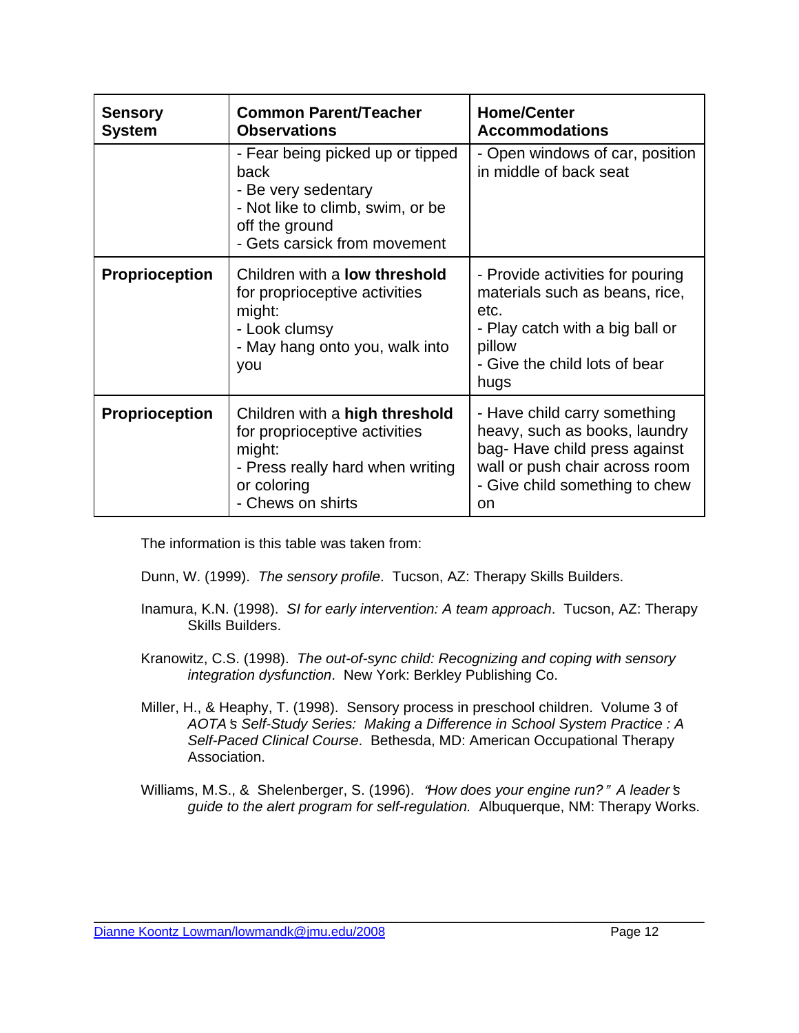| Sensory System | Common Parent/Teacher Observations | Home/Center Accommodations |
|---|---|---|
| | - Fear being picked up or tipped back<br>- Be very sedentary<br>- Not like to climb, swim, or be off the ground<br>- Gets carsick from movement | - Open windows of car, position in middle of back seat |
| **Proprioception** | Children with a **low threshold** for proprioceptive activities might:<br>- Look clumsy<br>- May hang onto you, walk into you | - Provide activities for pouring materials such as beans, rice, etc.<br>- Play catch with a big ball or pillow<br>- Give the child lots of bear hugs |
| **Proprioception** | Children with a **high threshold** for proprioceptive activities might:<br>- Press really hard when writing or coloring<br>- Chews on shirts | - Have child carry something heavy, such as books, laundry bag- Have child press against wall or push chair across room<br>- Give child something to chew on |

The information is this table was taken from:

Dunn, W. (1999). *The sensory profile*. Tucson, AZ: Therapy Skills Builders.

Inamura, K.N. (1998). *SI for early intervention: A team approach*. Tucson, AZ: Therapy Skills Builders.

Kranowitz, C.S. (1998). *The out-of-sync child: Recognizing and coping with sensory integration dysfunction*. New York: Berkley Publishing Co.

Miller, H., & Heaphy, T. (1998). Sensory process in preschool children. Volume 3 of *AOTA's Self-Study Series: Making a Difference in School System Practice : A Self-Paced Clinical Course*. Bethesda, MD: American Occupational Therapy Association.

Williams, M.S., & Shelenberger, S. (1996). *"How does your engine run?" A leader's guide to the alert program for self-regulation.* Albuquerque, NM: Therapy Works.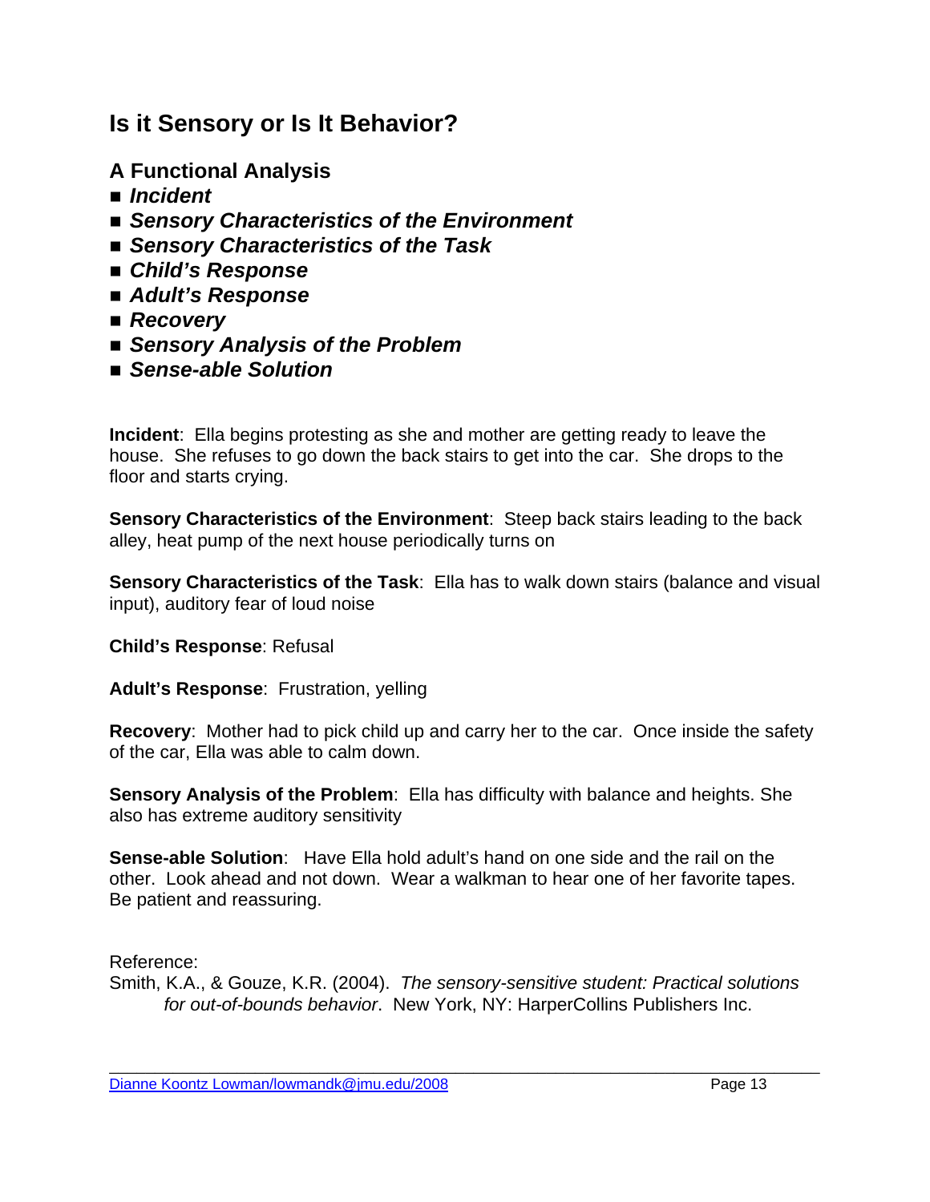# Is it Sensory or Is It Behavior?

## A Functional Analysis

- ***Incident***
- ***Sensory Characteristics of the Environment***
- ***Sensory Characteristics of the Task***
- ***Child's Response***
- ***Adult's Response***
- ***Recovery***
- ***Sensory Analysis of the Problem***
- ***Sense-able Solution***

**Incident**: Ella begins protesting as she and mother are getting ready to leave the house. She refuses to go down the back stairs to get into the car. She drops to the floor and starts crying.

**Sensory Characteristics of the Environment**: Steep back stairs leading to the back alley, heat pump of the next house periodically turns on

**Sensory Characteristics of the Task**: Ella has to walk down stairs (balance and visual input), auditory fear of loud noise

**Child's Response**: Refusal

**Adult's Response**: Frustration, yelling

**Recovery**: Mother had to pick child up and carry her to the car. Once inside the safety of the car, Ella was able to calm down.

**Sensory Analysis of the Problem**: Ella has difficulty with balance and heights. She also has extreme auditory sensitivity

**Sense-able Solution**: Have Ella hold adult's hand on one side and the rail on the other. Look ahead and not down. Wear a walkman to hear one of her favorite tapes. Be patient and reassuring.

Reference:
Smith, K.A., & Gouze, K.R. (2004). *The sensory-sensitive student: Practical solutions for out-of-bounds behavior*. New York, NY: HarperCollins Publishers Inc.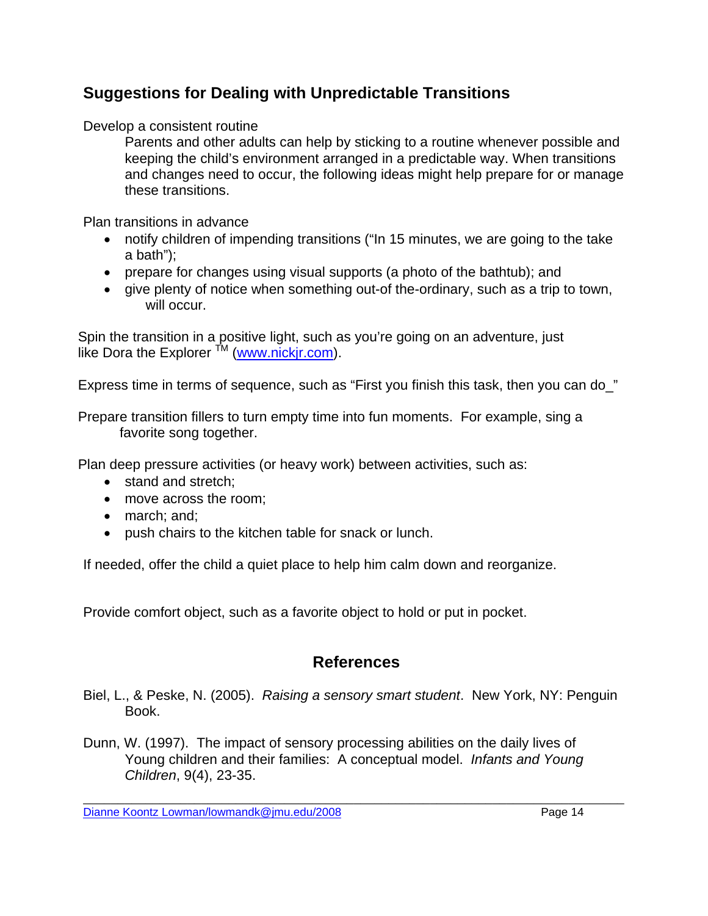## Suggestions for Dealing with Unpredictable Transitions

Develop a consistent routine

Parents and other adults can help by sticking to a routine whenever possible and keeping the child's environment arranged in a predictable way. When transitions and changes need to occur, the following ideas might help prepare for or manage these transitions.

Plan transitions in advance

- notify children of impending transitions ("In 15 minutes, we are going to the take a bath");
- prepare for changes using visual supports (a photo of the bathtub); and
- give plenty of notice when something out-of the-ordinary, such as a trip to town, will occur.

Spin the transition in a positive light, such as you're going on an adventure, just like Dora the Explorer ™ (www.nickjr.com).

Express time in terms of sequence, such as "First you finish this task, then you can do_"

Prepare transition fillers to turn empty time into fun moments. For example, sing a favorite song together.

Plan deep pressure activities (or heavy work) between activities, such as:

- stand and stretch;
- move across the room;
- march; and;
- push chairs to the kitchen table for snack or lunch.

If needed, offer the child a quiet place to help him calm down and reorganize.

Provide comfort object, such as a favorite object to hold or put in pocket.

## References

Biel, L., & Peske, N. (2005). *Raising a sensory smart student*. New York, NY: Penguin Book.

Dunn, W. (1997). The impact of sensory processing abilities on the daily lives of Young children and their families: A conceptual model. *Infants and Young Children*, 9(4), 23-35.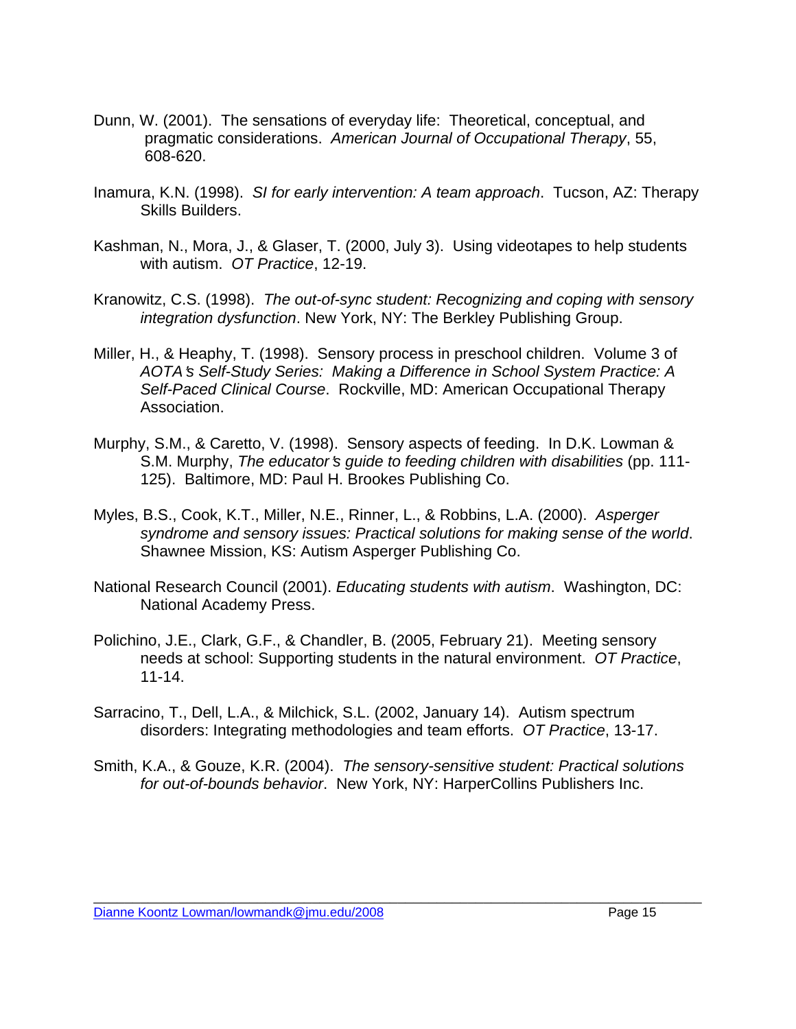Dunn, W. (2001). The sensations of everyday life: Theoretical, conceptual, and pragmatic considerations. *American Journal of Occupational Therapy*, 55, 608-620.

Inamura, K.N. (1998). *SI for early intervention: A team approach*. Tucson, AZ: Therapy Skills Builders.

Kashman, N., Mora, J., & Glaser, T. (2000, July 3). Using videotapes to help students with autism. *OT Practice*, 12-19.

Kranowitz, C.S. (1998). *The out-of-sync student: Recognizing and coping with sensory integration dysfunction*. New York, NY: The Berkley Publishing Group.

Miller, H., & Heaphy, T. (1998). Sensory process in preschool children. Volume 3 of *AOTA's Self-Study Series: Making a Difference in School System Practice: A Self-Paced Clinical Course*. Rockville, MD: American Occupational Therapy Association.

Murphy, S.M., & Caretto, V. (1998). Sensory aspects of feeding. In D.K. Lowman & S.M. Murphy, *The educator's guide to feeding children with disabilities* (pp. 111-125). Baltimore, MD: Paul H. Brookes Publishing Co.

Myles, B.S., Cook, K.T., Miller, N.E., Rinner, L., & Robbins, L.A. (2000). *Asperger syndrome and sensory issues: Practical solutions for making sense of the world*. Shawnee Mission, KS: Autism Asperger Publishing Co.

National Research Council (2001). *Educating students with autism*. Washington, DC: National Academy Press.

Polichino, J.E., Clark, G.F., & Chandler, B. (2005, February 21). Meeting sensory needs at school: Supporting students in the natural environment. *OT Practice*, 11-14.

Sarracino, T., Dell, L.A., & Milchick, S.L. (2002, January 14). Autism spectrum disorders: Integrating methodologies and team efforts. *OT Practice*, 13-17.

Smith, K.A., & Gouze, K.R. (2004). *The sensory-sensitive student: Practical solutions for out-of-bounds behavior*. New York, NY: HarperCollins Publishers Inc.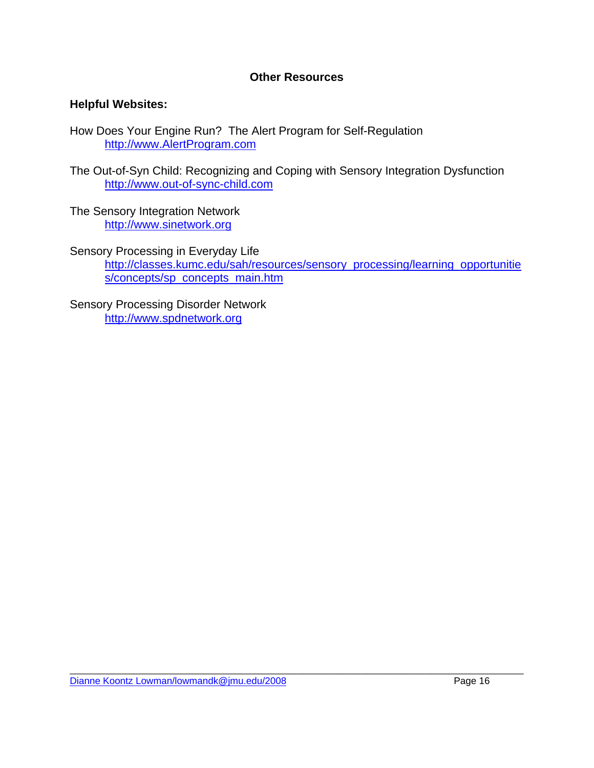## Other Resources

**Helpful Websites:**

How Does Your Engine Run? The Alert Program for Self-Regulation
http://www.AlertProgram.com

The Out-of-Syn Child: Recognizing and Coping with Sensory Integration Dysfunction
http://www.out-of-sync-child.com

The Sensory Integration Network
http://www.sinetwork.org

Sensory Processing in Everyday Life
http://classes.kumc.edu/sah/resources/sensory_processing/learning_opportunities/concepts/sp_concepts_main.htm

Sensory Processing Disorder Network
http://www.spdnetwork.org